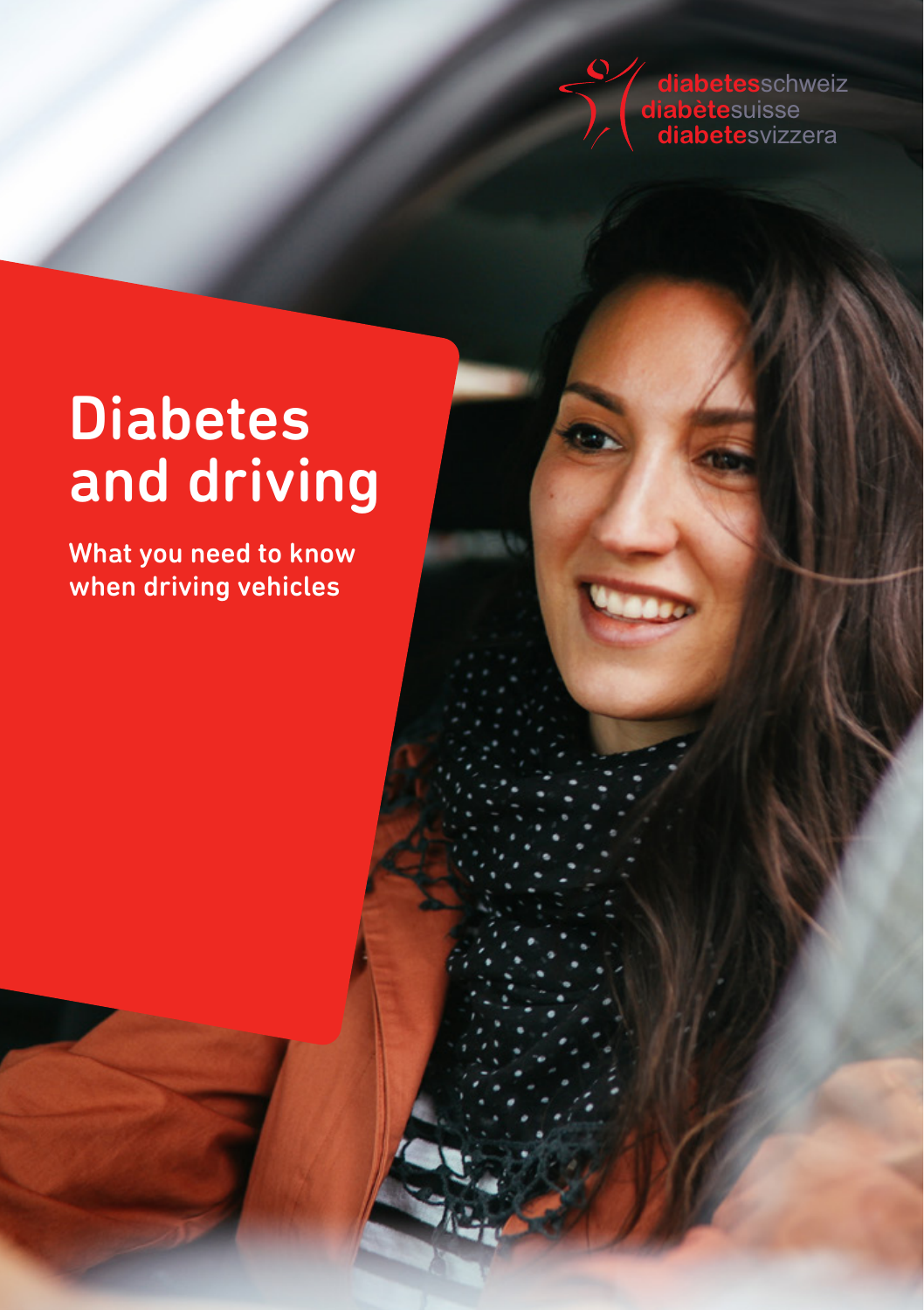diabetesschweiz
diabètesuisse
diabetesvizzera

# Diabetes and driving

**What you need to know when driving vehicles**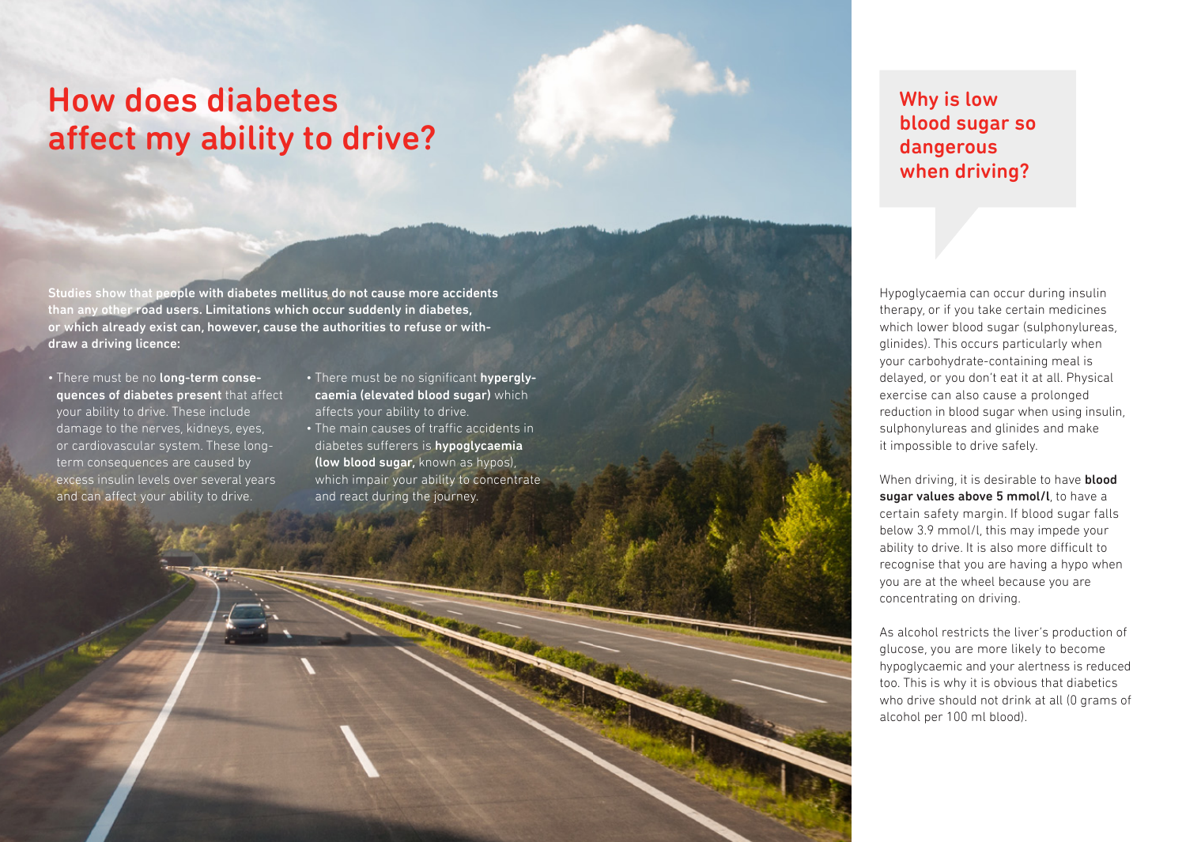# How does diabetes affect my ability to drive?

**Studies show that people with diabetes mellitus do not cause more accidents than any other road users. Limitations which occur suddenly in diabetes, or which already exist can, however, cause the authorities to refuse or withdraw a driving licence:**

- There must be no **long-term consequences of diabetes present** that affect your ability to drive. These include damage to the nerves, kidneys, eyes, or cardiovascular system. These long-term consequences are caused by excess insulin levels over several years and can affect your ability to drive.
- There must be no significant **hyperglycaemia (elevated blood sugar)** which affects your ability to drive.
- The main causes of traffic accidents in diabetes sufferers is **hypoglycaemia (low blood sugar,** known as hypos), which impair your ability to concentrate and react during the journey.

## Why is low blood sugar so dangerous when driving?

Hypoglycaemia can occur during insulin therapy, or if you take certain medicines which lower blood sugar (sulphonylureas, glinides). This occurs particularly when your carbohydrate-containing meal is delayed, or you don't eat it at all. Physical exercise can also cause a prolonged reduction in blood sugar when using insulin, sulphonylureas and glinides and make it impossible to drive safely.

When driving, it is desirable to have **blood sugar values above 5 mmol/l**, to have a certain safety margin. If blood sugar falls below 3.9 mmol/l, this may impede your ability to drive. It is also more difficult to recognise that you are having a hypo when you are at the wheel because you are concentrating on driving.

As alcohol restricts the liver's production of glucose, you are more likely to become hypoglycaemic and your alertness is reduced too. This is why it is obvious that diabetics who drive should not drink at all (0 grams of alcohol per 100 ml blood).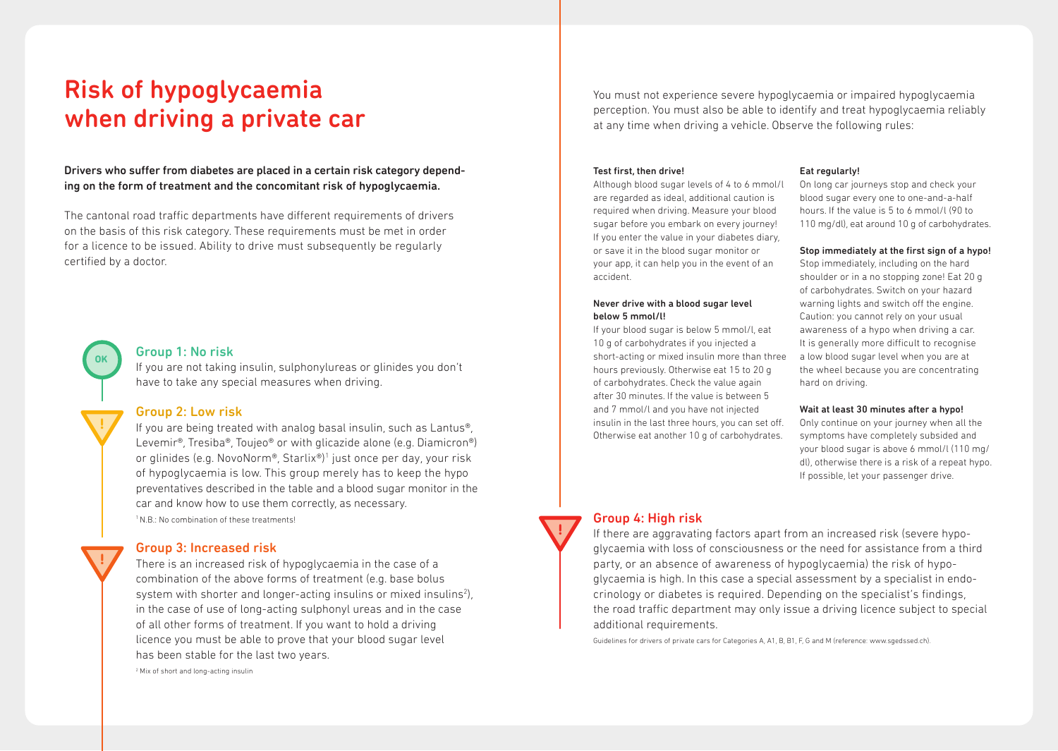# Risk of hypoglycaemia when driving a private car

**Drivers who suffer from diabetes are placed in a certain risk category depending on the form of treatment and the concomitant risk of hypoglycaemia.**

The cantonal road traffic departments have different requirements of drivers on the basis of this risk category. These requirements must be met in order for a licence to be issued. Ability to drive must subsequently be regularly certified by a doctor.

OK

## Group 1: No risk

If you are not taking insulin, sulphonylureas or glinides you don't have to take any special measures when driving.

## Group 2: Low risk

If you are being treated with analog basal insulin, such as Lantus®, Levemir®, Tresiba®, Toujeo® or with glicazide alone (e.g. Diamicron®) or glinides (e.g. NovoNorm®, Starlix®)[1] just once per day, your risk of hypoglycaemia is low. This group merely has to keep the hypo preventatives described in the table and a blood sugar monitor in the car and know how to use them correctly, as necessary.

[1] N.B.: No combination of these treatments!

## Group 3: Increased risk

There is an increased risk of hypoglycaemia in the case of a combination of the above forms of treatment (e.g. base bolus system with shorter and longer-acting insulins or mixed insulins[2]), in the case of use of long-acting sulphonyl ureas and in the case of all other forms of treatment. If you want to hold a driving licence you must be able to prove that your blood sugar level has been stable for the last two years.

[2] Mix of short and long-acting insulin

You must not experience severe hypoglycaemia or impaired hypoglycaemia perception. You must also be able to identify and treat hypoglycaemia reliably at any time when driving a vehicle. Observe the following rules:

**Test first, then drive!**
Although blood sugar levels of 4 to 6 mmol/l are regarded as ideal, additional caution is required when driving. Measure your blood sugar before you embark on every journey! If you enter the value in your diabetes diary, or save it in the blood sugar monitor or your app, it can help you in the event of an accident.

**Never drive with a blood sugar level below 5 mmol/l!**
If your blood sugar is below 5 mmol/l, eat 10 g of carbohydrates if you injected a short-acting or mixed insulin more than three hours previously. Otherwise eat 15 to 20 g of carbohydrates. Check the value again after 30 minutes. If the value is between 5 and 7 mmol/l and you have not injected insulin in the last three hours, you can set off. Otherwise eat another 10 g of carbohydrates.

**Eat regularly!**
On long car journeys stop and check your blood sugar every one to one-and-a-half hours. If the value is 5 to 6 mmol/l (90 to 110 mg/dl), eat around 10 g of carbohydrates.

**Stop immediately at the first sign of a hypo!**
Stop immediately, including on the hard shoulder or in a no stopping zone! Eat 20 g of carbohydrates. Switch on your hazard warning lights and switch off the engine. Caution: you cannot rely on your usual awareness of a hypo when driving a car. It is generally more difficult to recognise a low blood sugar level when you are at the wheel because you are concentrating hard on driving.

**Wait at least 30 minutes after a hypo!**
Only continue on your journey when all the symptoms have completely subsided and your blood sugar is above 6 mmol/l (110 mg/dl), otherwise there is a risk of a repeat hypo. If possible, let your passenger drive.

## Group 4: High risk

If there are aggravating factors apart from an increased risk (severe hypoglycaemia with loss of consciousness or the need for assistance from a third party, or an absence of awareness of hypoglycaemia) the risk of hypoglycaemia is high. In this case a special assessment by a specialist in endocrinology or diabetes is required. Depending on the specialist's findings, the road traffic department may only issue a driving licence subject to special additional requirements.

Guidelines for drivers of private cars for Categories A, A1, B, B1, F, G and M (reference: www.sgedssed.ch).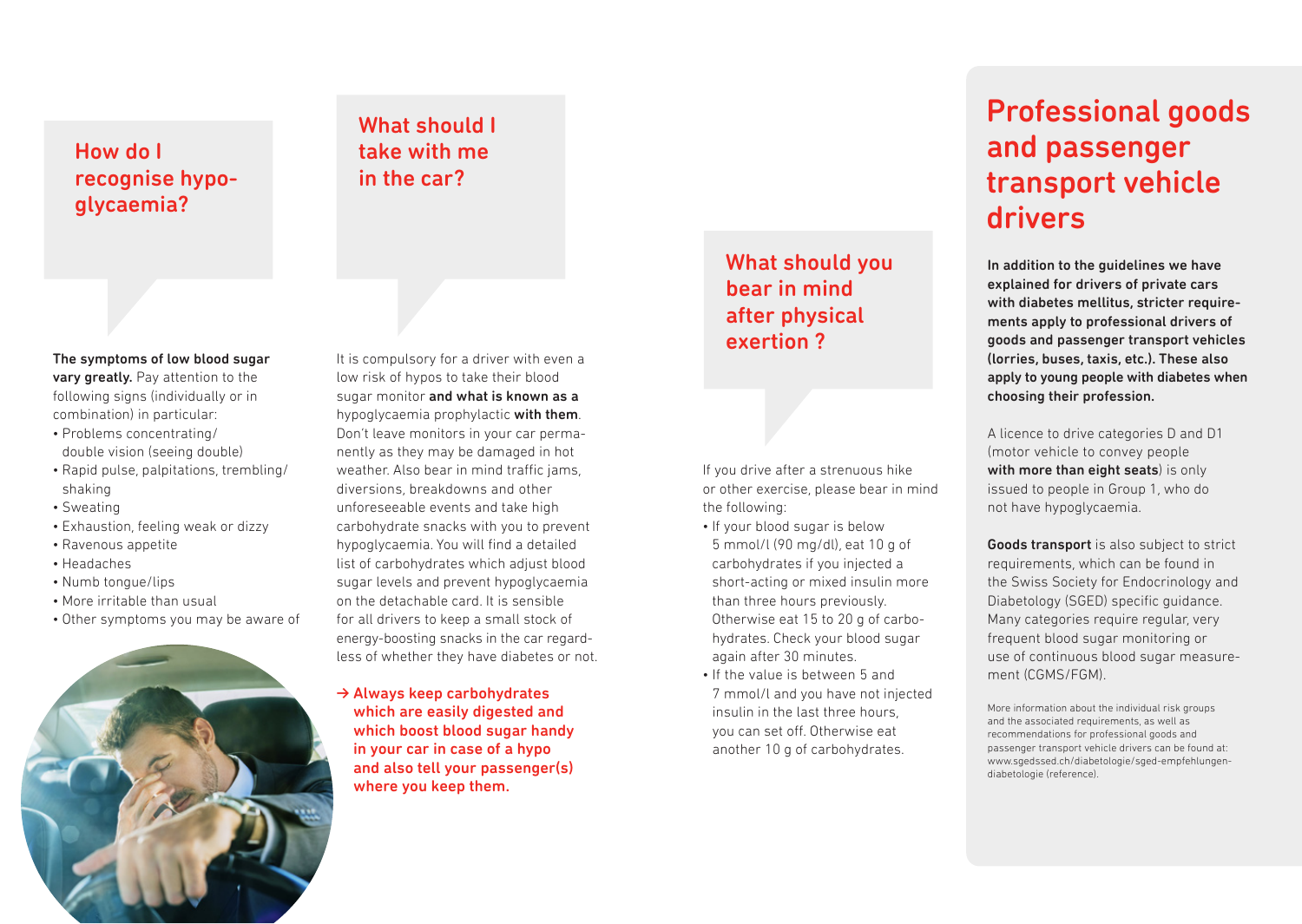## How do I recognise hypoglycaemia?

**The symptoms of low blood sugar vary greatly.** Pay attention to the following signs (individually or in combination) in particular:

- Problems concentrating/ double vision (seeing double)
- Rapid pulse, palpitations, trembling/ shaking
- Sweating
- Exhaustion, feeling weak or dizzy
- Ravenous appetite
- Headaches
- Numb tongue/lips
- More irritable than usual
- Other symptoms you may be aware of

## What should I take with me in the car?

It is compulsory for a driver with even a low risk of hypos to take their blood sugar monitor **and what is known as a** hypoglycaemia prophylactic **with them**. Don't leave monitors in your car permanently as they may be damaged in hot weather. Also bear in mind traffic jams, diversions, breakdowns and other unforeseeable events and take high carbohydrate snacks with you to prevent hypoglycaemia. You will find a detailed list of carbohydrates which adjust blood sugar levels and prevent hypoglycaemia on the detachable card. It is sensible for all drivers to keep a small stock of energy-boosting snacks in the car regardless of whether they have diabetes or not.

→ **Always keep carbohydrates which are easily digested and which boost blood sugar handy in your car in case of a hypo and also tell your passenger(s) where you keep them.**

## What should you bear in mind after physical exertion ?

If you drive after a strenuous hike or other exercise, please bear in mind the following:

- If your blood sugar is below 5 mmol/l (90 mg/dl), eat 10 g of carbohydrates if you injected a short-acting or mixed insulin more than three hours previously. Otherwise eat 15 to 20 g of carbohydrates. Check your blood sugar again after 30 minutes.
- If the value is between 5 and 7 mmol/l and you have not injected insulin in the last three hours, you can set off. Otherwise eat another 10 g of carbohydrates.

## Professional goods and passenger transport vehicle drivers

**In addition to the guidelines we have explained for drivers of private cars with diabetes mellitus, stricter requirements apply to professional drivers of goods and passenger transport vehicles (lorries, buses, taxis, etc.). These also apply to young people with diabetes when choosing their profession.**

A licence to drive categories D and D1 (motor vehicle to convey people **with more than eight seats**) is only issued to people in Group 1, who do not have hypoglycaemia.

**Goods transport** is also subject to strict requirements, which can be found in the Swiss Society for Endocrinology and Diabetology (SGED) specific guidance. Many categories require regular, very frequent blood sugar monitoring or use of continuous blood sugar measurement (CGMS/FGM).

More information about the individual risk groups and the associated requirements, as well as recommendations for professional goods and passenger transport vehicle drivers can be found at: www.sgedssed.ch/diabetologie/sged-empfehlungen-diabetologie (reference).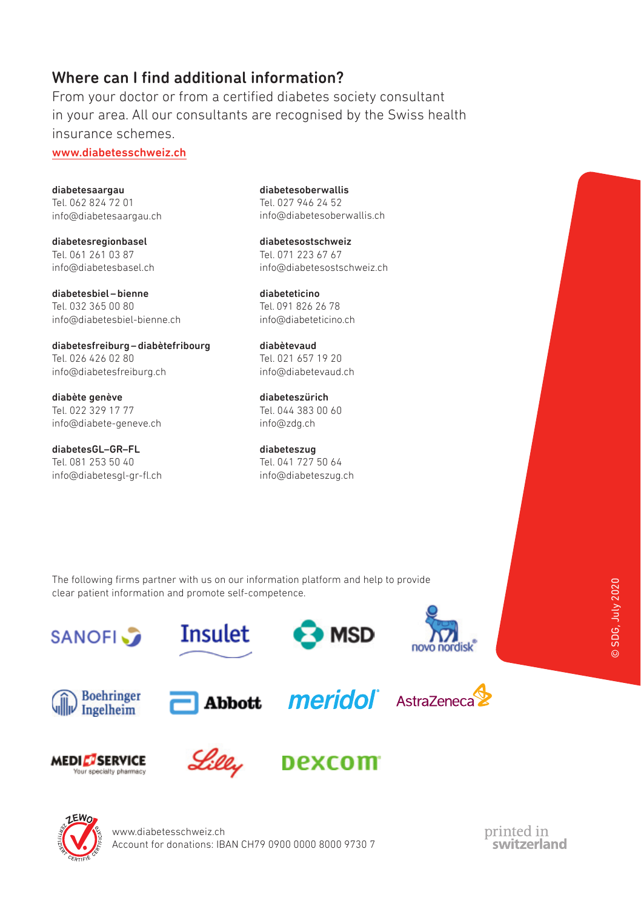## Where can I find additional information?

From your doctor or from a certified diabetes society consultant in your area. All our consultants are recognised by the Swiss health insurance schemes.

www.diabetesschweiz.ch

**diabetesaargau**
Tel. 062 824 72 01
info@diabetesaargau.ch

**diabetesregionbasel**
Tel. 061 261 03 87
info@diabetesbasel.ch

**diabetesbiel – bienne**
Tel. 032 365 00 80
info@diabetesbiel-bienne.ch

**diabetesfreiburg – diabètefribourg**
Tel. 026 426 02 80
info@diabetesfreiburg.ch

**diabète genève**
Tel. 022 329 17 77
info@diabete-geneve.ch

**diabetesGL–GR–FL**
Tel. 081 253 50 40
info@diabetesgl-gr-fl.ch

**diabetesoberwallis**
Tel. 027 946 24 52
info@diabetesoberwallis.ch

**diabetesostschweiz**
Tel. 071 223 67 67
info@diabetesostschweiz.ch

**diabeticino**
Tel. 091 826 26 78
info@diabeticino.ch

**diabètevaud**
Tel. 021 657 19 20
info@diabetevaud.ch

**diabeteszürich**
Tel. 044 383 00 60
info@zdg.ch

**diabeteszug**
Tel. 041 727 50 64
info@diabeteszug.ch

The following firms partner with us on our information platform and help to provide clear patient information and promote self-competence.

SANOFI, Insulet, MSD, novo nordisk, Boehringer Ingelheim, Abbott, meridol, AstraZeneca, MEDISERVICE Your specialty pharmacy, Lilly, dexcom

© SDG, July 2020

www.diabetesschweiz.ch
Account for donations: IBAN CH79 0900 0000 8000 9730 7

printed in switzerland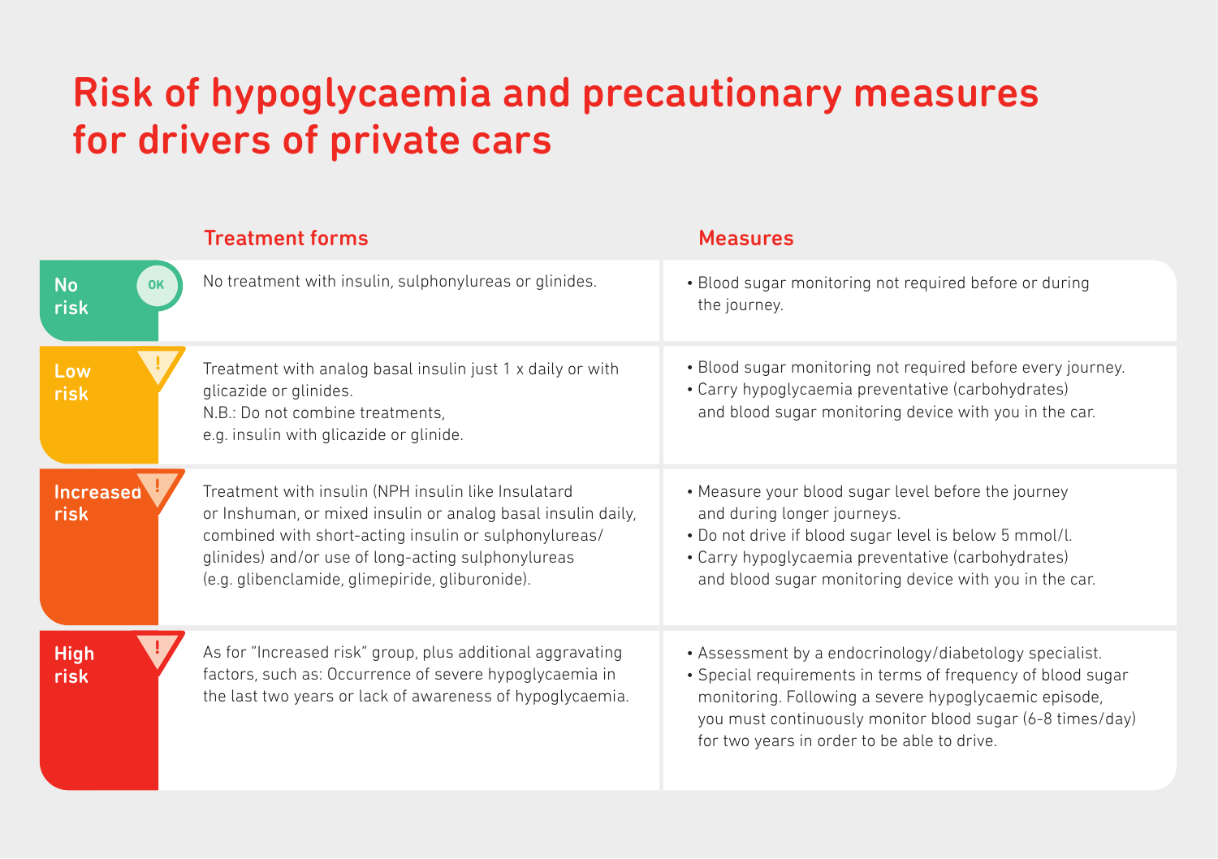# Risk of hypoglycaemia and precautionary measures for drivers of private cars

| | Treatment forms | Measures |
|---|---|---|
| **No risk** (OK) | No treatment with insulin, sulphonylureas or glinides. | • Blood sugar monitoring not required before or during the journey. |
| **Low risk** (!) | Treatment with analog basal insulin just 1 x daily or with glicazide or glinides.<br>N.B.: Do not combine treatments, e.g. insulin with glicazide or glinide. | • Blood sugar monitoring not required before every journey.<br>• Carry hypoglycaemia preventative (carbohydrates) and blood sugar monitoring device with you in the car. |
| **Increased risk** (!) | Treatment with insulin (NPH insulin like Insulatard or Inshuman, or mixed insulin or analog basal insulin daily, combined with short-acting insulin or sulphonylureas/glinides) and/or use of long-acting sulphonylureas (e.g. glibenclamide, glimepiride, gliburonide). | • Measure your blood sugar level before the journey and during longer journeys.<br>• Do not drive if blood sugar level is below 5 mmol/l.<br>• Carry hypoglycaemia preventative (carbohydrates) and blood sugar monitoring device with you in the car. |
| **High risk** (!) | As for "Increased risk" group, plus additional aggravating factors, such as: Occurrence of severe hypoglycaemia in the last two years or lack of awareness of hypoglycaemia. | • Assessment by a endocrinology/diabetology specialist.<br>• Special requirements in terms of frequency of blood sugar monitoring. Following a severe hypoglycaemic episode, you must continuously monitor blood sugar (6-8 times/day) for two years in order to be able to drive. |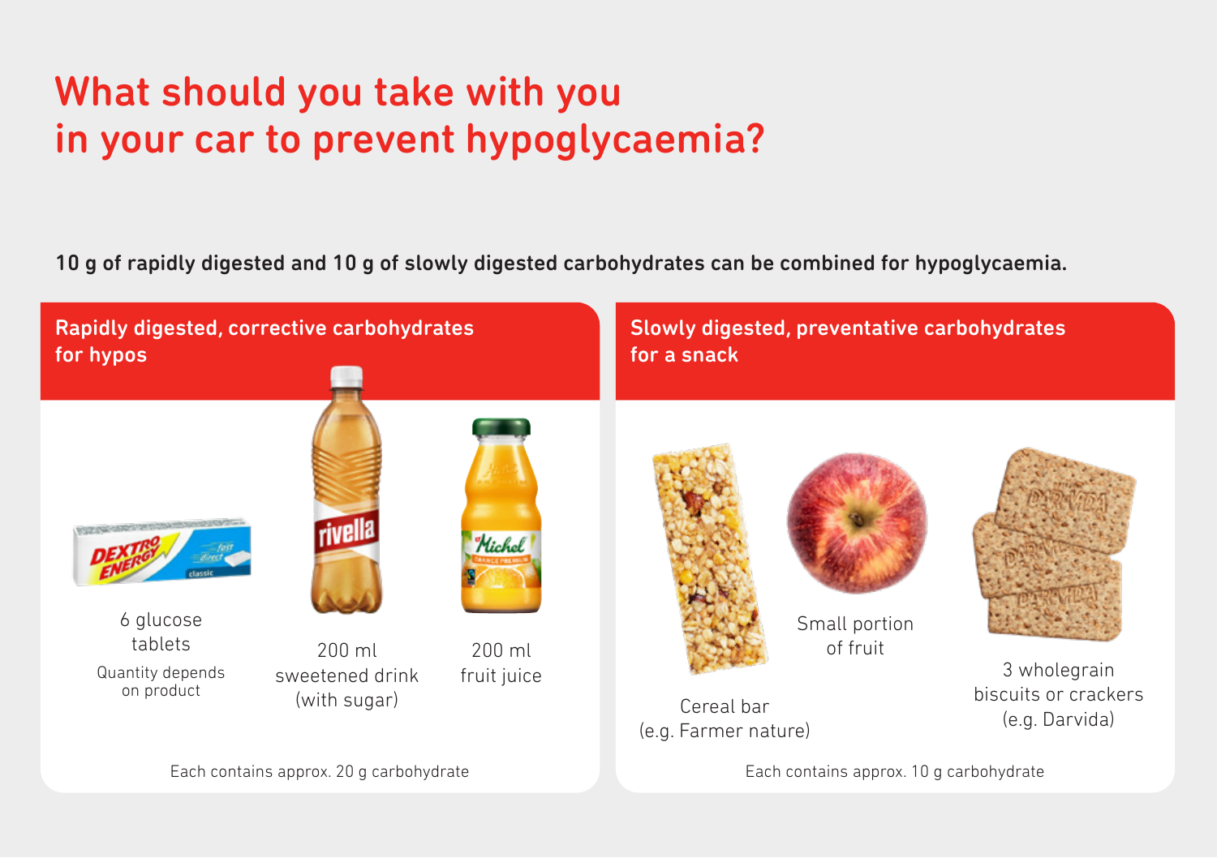# What should you take with you in your car to prevent hypoglycaemia?

**10 g of rapidly digested and 10 g of slowly digested carbohydrates can be combined for hypoglycaemia.**

## Rapidly digested, corrective carbohydrates for hypos

6 glucose tablets
Quantity depends on product

200 ml sweetened drink (with sugar)

200 ml fruit juice

Each contains approx. 20 g carbohydrate

## Slowly digested, preventative carbohydrates for a snack

Cereal bar (e.g. Farmer nature)

Small portion of fruit

3 wholegrain biscuits or crackers (e.g. Darvida)

Each contains approx. 10 g carbohydrate